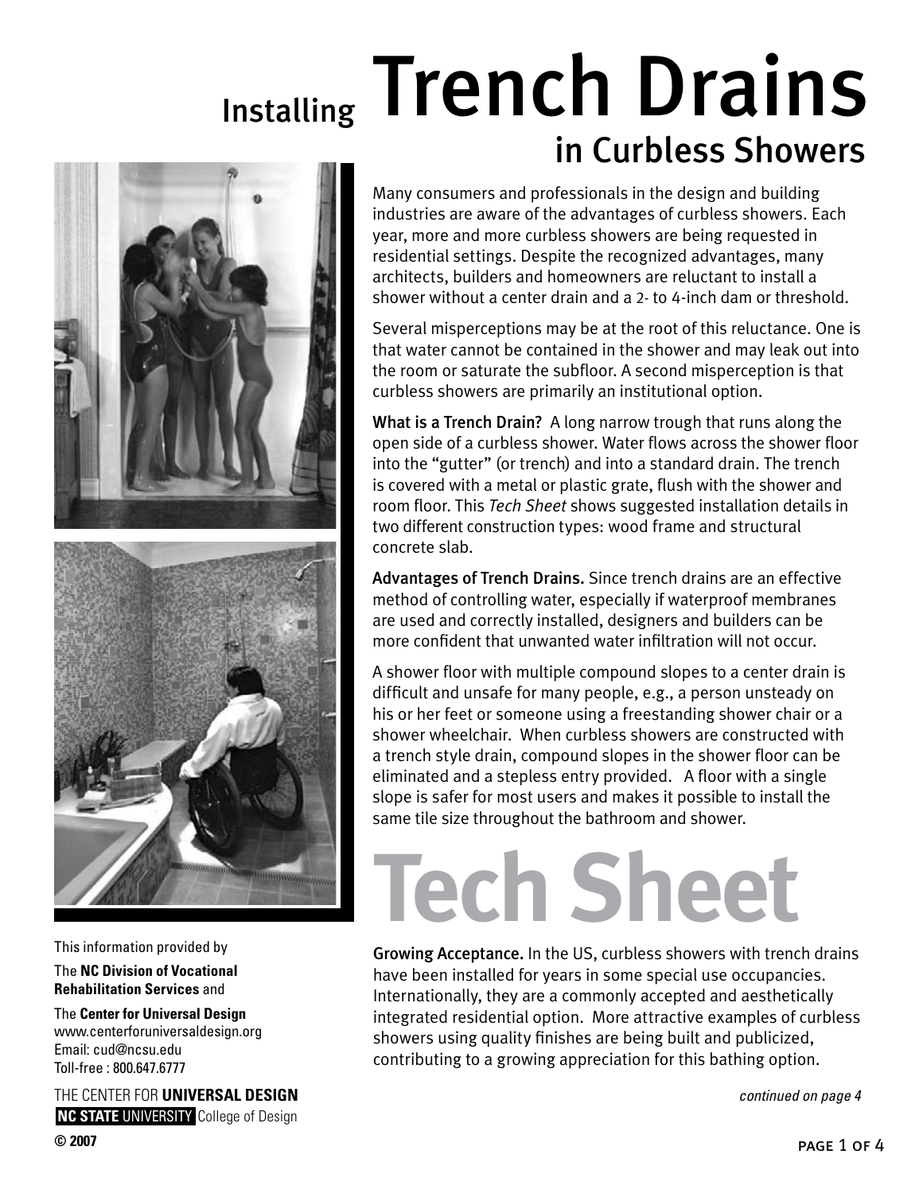# Installing Trench Drains in Curbless Showers

Many consumers and professionals in the design and building industries are aware of the advantages of curbless showers. Each year, more and more curbless showers are being requested in residential settings. Despite the recognized advantages, many architects, builders and homeowners are reluctant to install a shower without a center drain and a 2- to 4-inch dam or threshold.

Several misperceptions may be at the root of this reluctance. One is that water cannot be contained in the shower and may leak out into the room or saturate the subfloor. A second misperception is that curbless showers are primarily an institutional option.

**What is a Trench Drain?** A long narrow trough that runs along the open side of a curbless shower. Water flows across the shower floor into the "gutter" (or trench) and into a standard drain. The trench is covered with a metal or plastic grate, flush with the shower and room floor. This *Tech Sheet* shows suggested installation details in two different construction types: wood frame and structural concrete slab.

**Advantages of Trench Drains.** Since trench drains are an effective method of controlling water, especially if waterproof membranes are used and correctly installed, designers and builders can be more confident that unwanted water infiltration will not occur.

A shower floor with multiple compound slopes to a center drain is difficult and unsafe for many people, e.g., a person unsteady on his or her feet or someone using a freestanding shower chair or a shower wheelchair. When curbless showers are constructed with a trench style drain, compound slopes in the shower floor can be eliminated and a stepless entry provided. A floor with a single slope is safer for most users and makes it possible to install the same tile size throughout the bathroom and shower.

# Tech Sheet

**Growing Acceptance.** In the US, curbless showers with trench drains have been installed for years in some special use occupancies. Internationally, they are a commonly accepted and aesthetically integrated residential option. More attractive examples of curbless showers using quality finishes are being built and publicized, contributing to a growing appreciation for this bathing option.

*continued on page 4*

This information provided by

The **NC Division of Vocational Rehabilitation Services** and

The **Center for Universal Design**
www.centerforuniversaldesign.org
Email: cud@ncsu.edu
Toll-free : 800.647.6777

THE CENTER FOR **UNIVERSAL DESIGN**
**NC STATE** UNIVERSITY College of Design

**© 2007**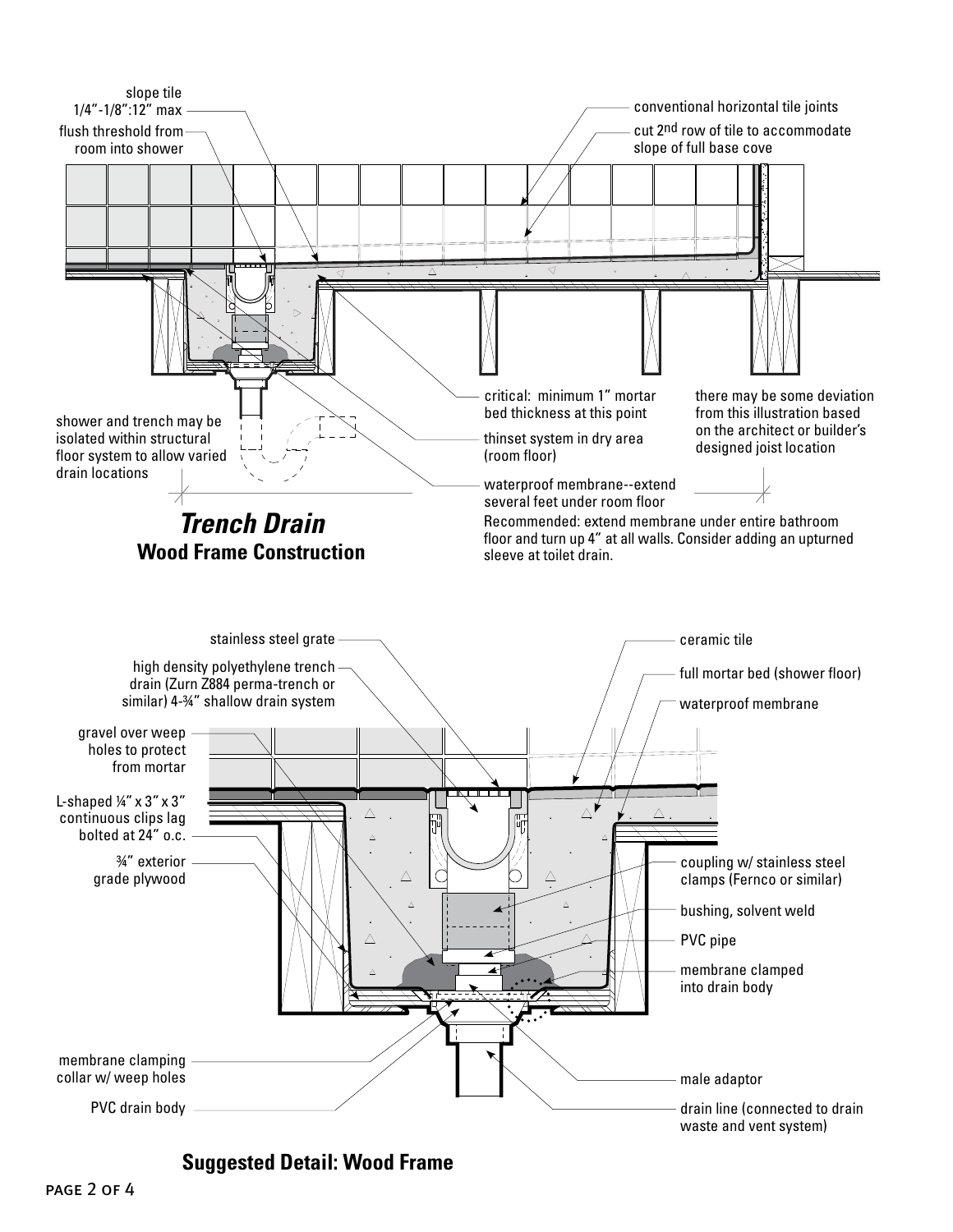slope tile 1/4"-1/8":12" max

flush threshold from room into shower

conventional horizontal tile joints

cut 2nd row of tile to accommodate slope of full base cove

shower and trench may be isolated within structural floor system to allow varied drain locations

critical: minimum 1" mortar bed thickness at this point

thinset system in dry area (room floor)

waterproof membrane--extend several feet under room floor

there may be some deviation from this illustration based on the architect or builder's designed joist location

Recommended: extend membrane under entire bathroom floor and turn up 4" at all walls. Consider adding an upturned sleeve at toilet drain.

## *Trench Drain*

**Wood Frame Construction**

stainless steel grate

high density polyethylene trench drain (Zurn Z884 perma-trench or similar) 4-¾" shallow drain system

gravel over weep holes to protect from mortar

L-shaped ¼" x 3" x 3" continuous clips lag bolted at 24" o.c.

¾" exterior grade plywood

membrane clamping collar w/ weep holes

PVC drain body

ceramic tile

full mortar bed (shower floor)

waterproof membrane

coupling w/ stainless steel clamps (Fernco or similar)

bushing, solvent weld

PVC pipe

membrane clamped into drain body

male adaptor

drain line (connected to drain waste and vent system)

**Suggested Detail: Wood Frame**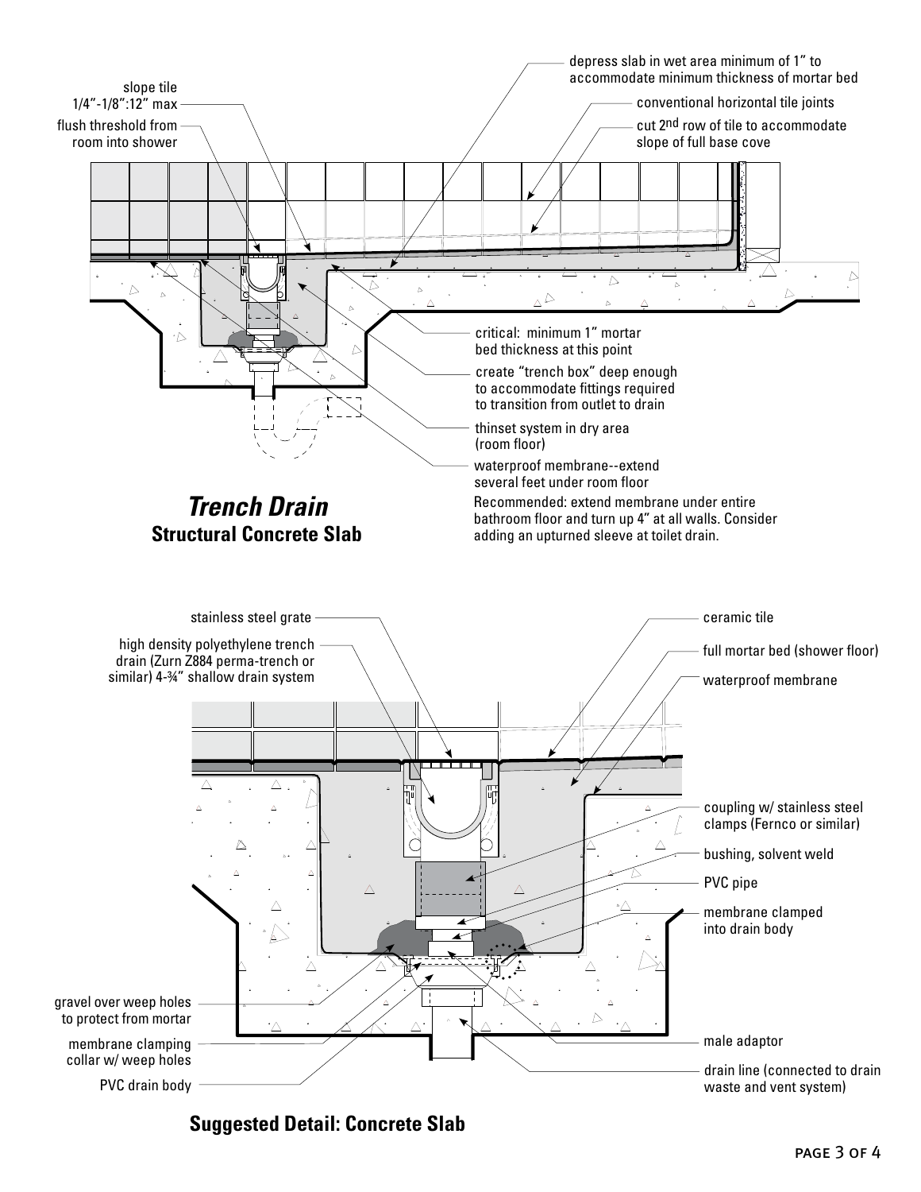## *Trench Drain*

### Structural Concrete Slab

- slope tile 1/4"-1/8":12" max
- flush threshold from room into shower
- depress slab in wet area minimum of 1" to accommodate minimum thickness of mortar bed
- conventional horizontal tile joints
- cut 2nd row of tile to accommodate slope of full base cove
- critical: minimum 1" mortar bed thickness at this point
- create "trench box" deep enough to accommodate fittings required to transition from outlet to drain
- thinset system in dry area (room floor)
- waterproof membrane--extend several feet under room floor

Recommended: extend membrane under entire bathroom floor and turn up 4" at all walls. Consider adding an upturned sleeve at toilet drain.

### Suggested Detail: Concrete Slab

- stainless steel grate
- high density polyethylene trench drain (Zurn Z884 perma-trench or similar) 4-¾" shallow drain system
- ceramic tile
- full mortar bed (shower floor)
- waterproof membrane
- coupling w/ stainless steel clamps (Fernco or similar)
- bushing, solvent weld
- PVC pipe
- membrane clamped into drain body
- gravel over weep holes to protect from mortar
- membrane clamping collar w/ weep holes
- PVC drain body
- male adaptor
- drain line (connected to drain waste and vent system)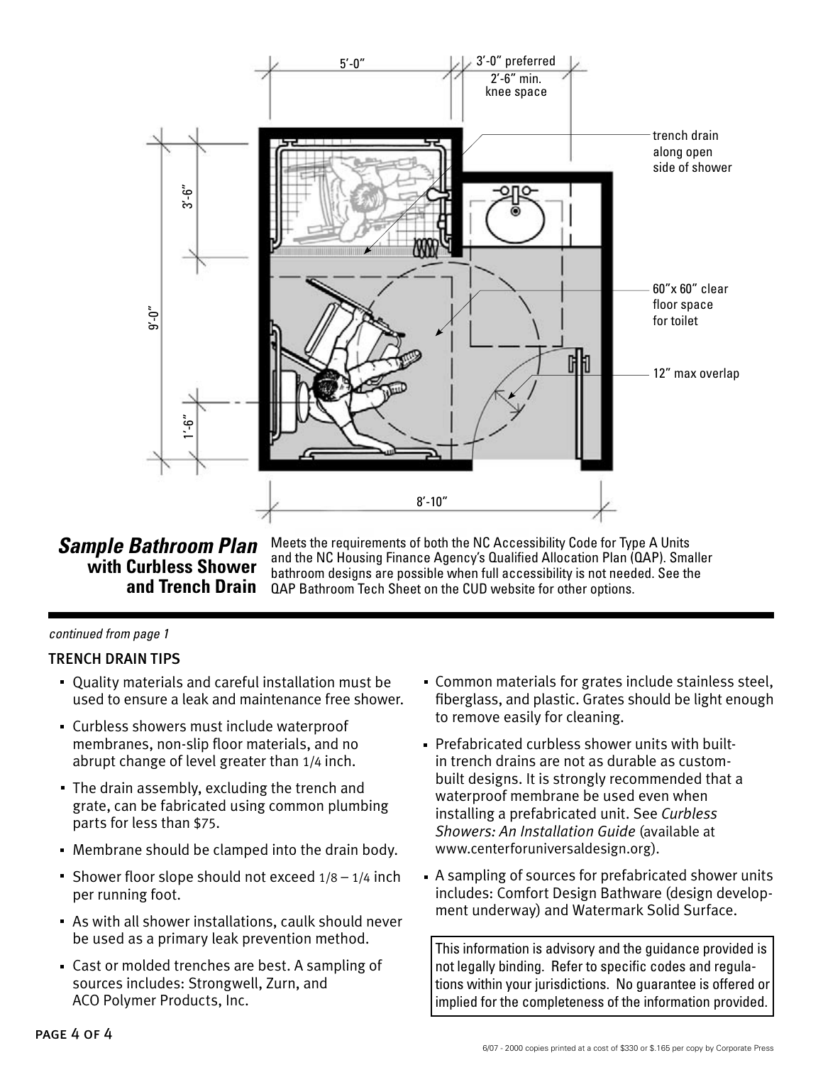5'-0"

3'-0" preferred
2'-6" min.
knee space

trench drain along open side of shower

3'-6"

9'-0"

60"x 60" clear floor space for toilet

12" max overlap

1'-6"

8'-10"

***Sample Bathroom Plan* with Curbless Shower and Trench Drain**

Meets the requirements of both the NC Accessibility Code for Type A Units and the NC Housing Finance Agency's Qualified Allocation Plan (QAP). Smaller bathroom designs are possible when full accessibility is not needed. See the QAP Bathroom Tech Sheet on the CUD website for other options.

*continued from page 1*

## TRENCH DRAIN TIPS

- Quality materials and careful installation must be used to ensure a leak and maintenance free shower.
- Curbless showers must include waterproof membranes, non-slip floor materials, and no abrupt change of level greater than 1/4 inch.
- The drain assembly, excluding the trench and grate, can be fabricated using common plumbing parts for less than $75.
- Membrane should be clamped into the drain body.
- Shower floor slope should not exceed 1/8 – 1/4 inch per running foot.
- As with all shower installations, caulk should never be used as a primary leak prevention method.
- Cast or molded trenches are best. A sampling of sources includes: Strongwell, Zurn, and ACO Polymer Products, Inc.
- Common materials for grates include stainless steel, fiberglass, and plastic. Grates should be light enough to remove easily for cleaning.
- Prefabricated curbless shower units with built-in trench drains are not as durable as custom-built designs. It is strongly recommended that a waterproof membrane be used even when installing a prefabricated unit. See *Curbless Showers: An Installation Guide* (available at www.centerforuniversaldesign.org).
- A sampling of sources for prefabricated shower units includes: Comfort Design Bathware (design development underway) and Watermark Solid Surface.

This information is advisory and the guidance provided is not legally binding. Refer to specific codes and regulations within your jurisdictions. No guarantee is offered or implied for the completeness of the information provided.

6/07 - 2000 copies printed at a cost of $330 or $.165 per copy by Corporate Press